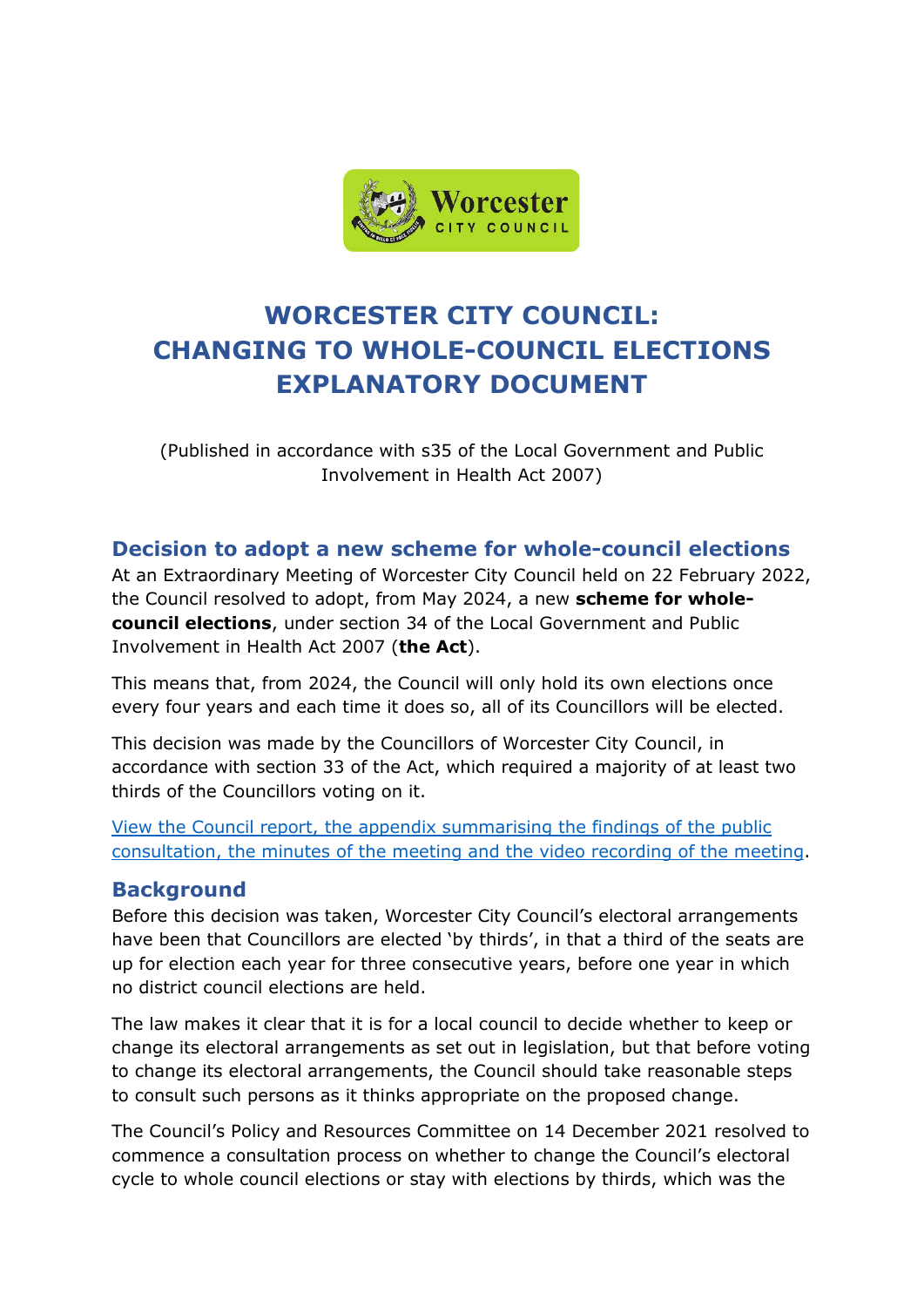# WORCESTER CITY COUNCIL: CHANGING TO WHOLE-COUNCIL ELECTIONS EXPLANATORY DOCUMENT

(Published in accordance with s35 of the Local Government and Public Involvement in Health Act 2007)

## Decision to adopt a new scheme for whole-council elections

At an Extraordinary Meeting of Worcester City Council held on 22 February 2022, the Council resolved to adopt, from May 2024, a new **scheme for whole-council elections**, under section 34 of the Local Government and Public Involvement in Health Act 2007 (**the Act**).

This means that, from 2024, the Council will only hold its own elections once every four years and each time it does so, all of its Councillors will be elected.

This decision was made by the Councillors of Worcester City Council, in accordance with section 33 of the Act, which required a majority of at least two thirds of the Councillors voting on it.

View the Council report, the appendix summarising the findings of the public consultation, the minutes of the meeting and the video recording of the meeting.

## Background

Before this decision was taken, Worcester City Council's electoral arrangements have been that Councillors are elected 'by thirds', in that a third of the seats are up for election each year for three consecutive years, before one year in which no district council elections are held.

The law makes it clear that it is for a local council to decide whether to keep or change its electoral arrangements as set out in legislation, but that before voting to change its electoral arrangements, the Council should take reasonable steps to consult such persons as it thinks appropriate on the proposed change.

The Council's Policy and Resources Committee on 14 December 2021 resolved to commence a consultation process on whether to change the Council's electoral cycle to whole council elections or stay with elections by thirds, which was the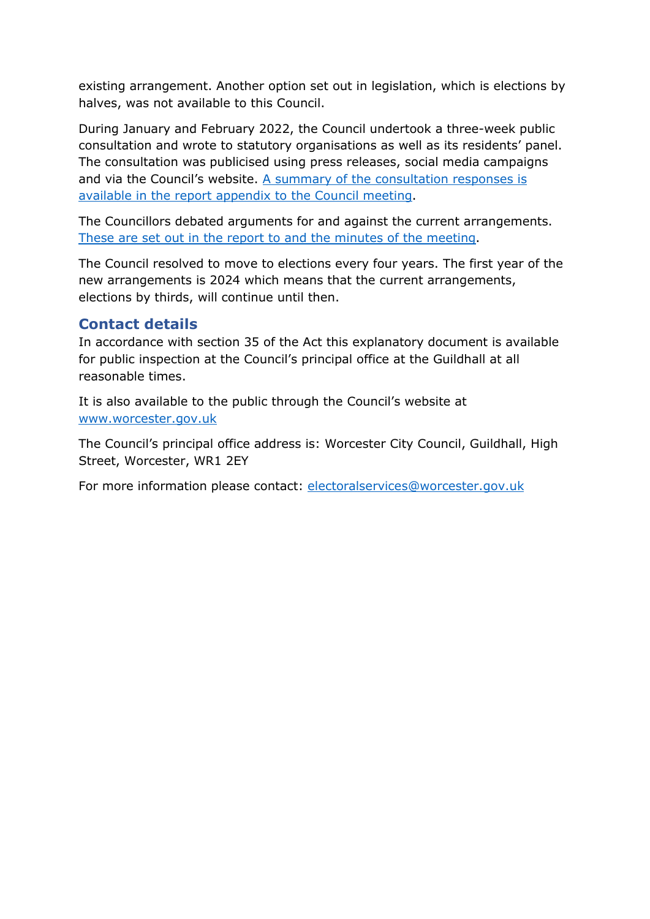existing arrangement. Another option set out in legislation, which is elections by halves, was not available to this Council.

During January and February 2022, the Council undertook a three-week public consultation and wrote to statutory organisations as well as its residents' panel. The consultation was publicised using press releases, social media campaigns and via the Council's website. A summary of the consultation responses is available in the report appendix to the Council meeting.

The Councillors debated arguments for and against the current arrangements. These are set out in the report to and the minutes of the meeting.

The Council resolved to move to elections every four years. The first year of the new arrangements is 2024 which means that the current arrangements, elections by thirds, will continue until then.

## Contact details

In accordance with section 35 of the Act this explanatory document is available for public inspection at the Council's principal office at the Guildhall at all reasonable times.

It is also available to the public through the Council's website at www.worcester.gov.uk

The Council's principal office address is: Worcester City Council, Guildhall, High Street, Worcester, WR1 2EY

For more information please contact: electoralservices@worcester.gov.uk